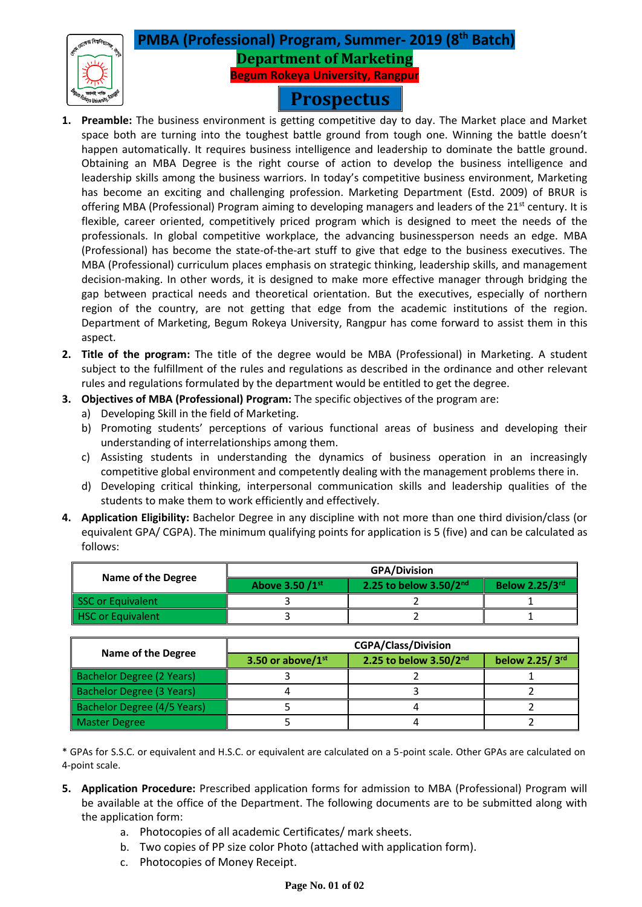# PMBA (Professional) Program, Summer- 2019 (8th Batch)

## Department of Marketing

### Begum Rokeya University, Rangpur

# Prospectus

1. **Preamble:** The business environment is getting competitive day to day. The Market place and Market space both are turning into the toughest battle ground from tough one. Winning the battle doesn't happen automatically. It requires business intelligence and leadership to dominate the battle ground. Obtaining an MBA Degree is the right course of action to develop the business intelligence and leadership skills among the business warriors. In today's competitive business environment, Marketing has become an exciting and challenging profession. Marketing Department (Estd. 2009) of BRUR is offering MBA (Professional) Program aiming to developing managers and leaders of the 21st century. It is flexible, career oriented, competitively priced program which is designed to meet the needs of the professionals. In global competitive workplace, the advancing businessperson needs an edge. MBA (Professional) has become the state-of-the-art stuff to give that edge to the business executives. The MBA (Professional) curriculum places emphasis on strategic thinking, leadership skills, and management decision-making. In other words, it is designed to make more effective manager through bridging the gap between practical needs and theoretical orientation. But the executives, especially of northern region of the country, are not getting that edge from the academic institutions of the region. Department of Marketing, Begum Rokeya University, Rangpur has come forward to assist them in this aspect.
2. **Title of the program:** The title of the degree would be MBA (Professional) in Marketing. A student subject to the fulfillment of the rules and regulations as described in the ordinance and other relevant rules and regulations formulated by the department would be entitled to get the degree.
3. **Objectives of MBA (Professional) Program:** The specific objectives of the program are:
   a) Developing Skill in the field of Marketing.
   b) Promoting students' perceptions of various functional areas of business and developing their understanding of interrelationships among them.
   c) Assisting students in understanding the dynamics of business operation in an increasingly competitive global environment and competently dealing with the management problems there in.
   d) Developing critical thinking, interpersonal communication skills and leadership qualities of the students to make them to work efficiently and effectively.
4. **Application Eligibility:** Bachelor Degree in any discipline with not more than one third division/class (or equivalent GPA/ CGPA). The minimum qualifying points for application is 5 (five) and can be calculated as follows:

| Name of the Degree | GPA/Division | | |
|---|---|---|---|
| | Above 3.50 /1st | 2.25 to below 3.50/2nd | Below 2.25/3rd |
| SSC or Equivalent | 3 | 2 | 1 |
| HSC or Equivalent | 3 | 2 | 1 |

| Name of the Degree | CGPA/Class/Division | | |
|---|---|---|---|
| | 3.50 or above/1st | 2.25 to below 3.50/2nd | below 2.25/ 3rd |
| Bachelor Degree (2 Years) | 3 | 2 | 1 |
| Bachelor Degree (3 Years) | 4 | 3 | 2 |
| Bachelor Degree (4/5 Years) | 5 | 4 | 2 |
| Master Degree | 5 | 4 | 2 |

\* GPAs for S.S.C. or equivalent and H.S.C. or equivalent are calculated on a 5-point scale. Other GPAs are calculated on 4-point scale.

5. **Application Procedure:** Prescribed application forms for admission to MBA (Professional) Program will be available at the office of the Department. The following documents are to be submitted along with the application form:
   a. Photocopies of all academic Certificates/ mark sheets.
   b. Two copies of PP size color Photo (attached with application form).
   c. Photocopies of Money Receipt.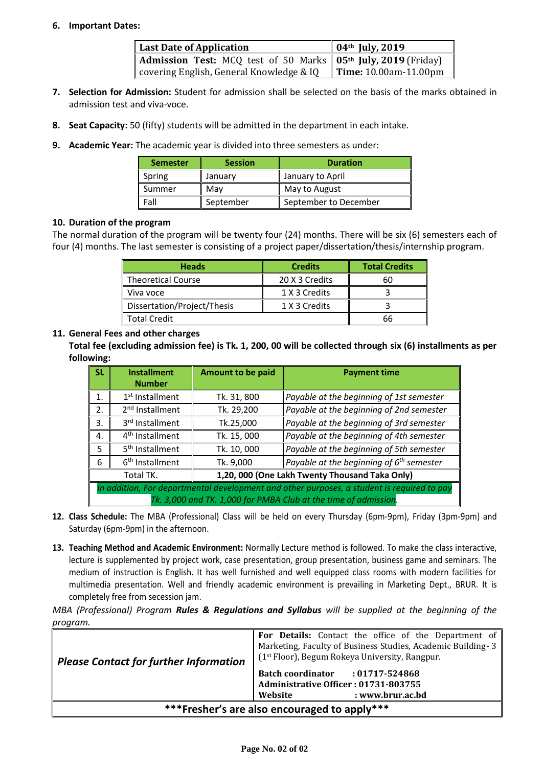6. **Important Dates:**

| | |
|---|---|
| **Last Date of Application** | **04th July, 2019** |
| **Admission Test:** MCQ test of 50 Marks covering English, General Knowledge & IQ | **05th July, 2019** (Friday) **Time:** 10.00am-11.00pm |

7. **Selection for Admission:** Student for admission shall be selected on the basis of the marks obtained in admission test and viva-voce.

8. **Seat Capacity:** 50 (fifty) students will be admitted in the department in each intake.

9. **Academic Year:** The academic year is divided into three semesters as under:

| Semester | Session | Duration |
|---|---|---|
| Spring | January | January to April |
| Summer | May | May to August |
| Fall | September | September to December |

**10. Duration of the program**

The normal duration of the program will be twenty four (24) months. There will be six (6) semesters each of four (4) months. The last semester is consisting of a project paper/dissertation/thesis/internship program.

| Heads | Credits | Total Credits |
|---|---|---|
| Theoretical Course | 20 X 3 Credits | 60 |
| Viva voce | 1 X 3 Credits | 3 |
| Dissertation/Project/Thesis | 1 X 3 Credits | 3 |
| Total Credit | | 66 |

**11. General Fees and other charges**

**Total fee (excluding admission fee) is Tk. 1, 200, 00 will be collected through six (6) installments as per following:**

| SL | Installment Number | Amount to be paid | Payment time |
|---|---|---|---|
| 1. | 1st Installment | Tk. 31, 800 | *Payable at the beginning of 1st semester* |
| 2. | 2nd Installment | Tk. 29,200 | *Payable at the beginning of 2nd semester* |
| 3. | 3rd Installment | Tk.25,000 | *Payable at the beginning of 3rd semester* |
| 4. | 4th Installment | Tk. 15, 000 | *Payable at the beginning of 4th semester* |
| 5 | 5th Installment | Tk. 10, 000 | *Payable at the beginning of 5th semester* |
| 6 | 6th Installment | Tk. 9,000 | *Payable at the beginning of 6th semester* |
| Total TK. | | **1,20, 000 (One Lakh Twenty Thousand Taka Only)** | |
| *In addition, For departmental development and other purposes, a student is required to pay Tk. 3,000 and TK. 1,000 for PMBA Club at the time of admission.* | | | |

12. **Class Schedule:** The MBA (Professional) Class will be held on every Thursday (6pm-9pm), Friday (3pm-9pm) and Saturday (6pm-9pm) in the afternoon.

13. **Teaching Method and Academic Environment:** Normally Lecture method is followed. To make the class interactive, lecture is supplemented by project work, case presentation, group presentation, business game and seminars. The medium of instruction is English. It has well furnished and well equipped class rooms with modern facilities for multimedia presentation. Well and friendly academic environment is prevailing in Marketing Dept., BRUR. It is completely free from secession jam.

*MBA (Professional) Program* ***Rules & Regulations and Syllabus*** *will be supplied at the beginning of the program.*

| | |
|---|---|
| ***Please Contact for further Information*** | **For Details:** Contact the office of the Department of Marketing, Faculty of Business Studies, Academic Building- 3 (1st Floor), Begum Rokeya University, Rangpur.<br>**Batch coordinator : 01717-524868**<br>**Administrative Officer : 01731-803755**<br>**Website : www.brur.ac.bd** |
| **\*\*\*Fresher's are also encouraged to apply\*\*\*** | |